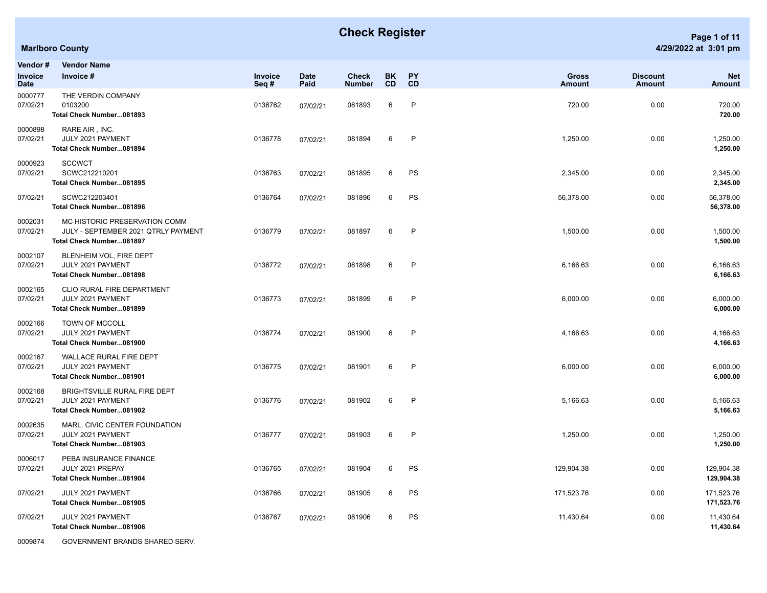# Check Register

**Marlboro County**

4/29/2022 at 3:01 pm

| Vendor # / Invoice Date | Vendor Name / Invoice # | Invoice Seq # | Date Paid | Check Number | BK CD | PY CD | Gross Amount | Discount Amount | Net Amount |
|---|---|---|---|---|---|---|---|---|---|
| 0000777 | THE VERDIN COMPANY | | | | | | | | |
| 07/02/21 | 0103200 | 0136762 | 07/02/21 | 081893 | 6 | P | 720.00 | 0.00 | 720.00 |
| | **Total Check Number...081893** | | | | | | | | **720.00** |
| 0000898 | RARE AIR , INC. | | | | | | | | |
| 07/02/21 | JULY 2021 PAYMENT | 0136778 | 07/02/21 | 081894 | 6 | P | 1,250.00 | 0.00 | 1,250.00 |
| | **Total Check Number...081894** | | | | | | | | **1,250.00** |
| 0000923 | SCCWCT | | | | | | | | |
| 07/02/21 | SCWC212210201 | 0136763 | 07/02/21 | 081895 | 6 | PS | 2,345.00 | 0.00 | 2,345.00 |
| | **Total Check Number...081895** | | | | | | | | **2,345.00** |
| 07/02/21 | SCWC212203401 | 0136764 | 07/02/21 | 081896 | 6 | PS | 56,378.00 | 0.00 | 56,378.00 |
| | **Total Check Number...081896** | | | | | | | | **56,378.00** |
| 0002031 | MC HISTORIC PRESERVATION COMM | | | | | | | | |
| 07/02/21 | JULY - SEPTEMBER 2021 QTRLY PAYMENT | 0136779 | 07/02/21 | 081897 | 6 | P | 1,500.00 | 0.00 | 1,500.00 |
| | **Total Check Number...081897** | | | | | | | | **1,500.00** |
| 0002107 | BLENHEIM VOL, FIRE DEPT | | | | | | | | |
| 07/02/21 | JULY 2021 PAYMENT | 0136772 | 07/02/21 | 081898 | 6 | P | 6,166.63 | 0.00 | 6,166.63 |
| | **Total Check Number...081898** | | | | | | | | **6,166.63** |
| 0002165 | CLIO RURAL FIRE DEPARTMENT | | | | | | | | |
| 07/02/21 | JULY 2021 PAYMENT | 0136773 | 07/02/21 | 081899 | 6 | P | 6,000.00 | 0.00 | 6,000.00 |
| | **Total Check Number...081899** | | | | | | | | **6,000.00** |
| 0002166 | TOWN OF MCCOLL | | | | | | | | |
| 07/02/21 | JULY 2021 PAYMENT | 0136774 | 07/02/21 | 081900 | 6 | P | 4,166.63 | 0.00 | 4,166.63 |
| | **Total Check Number...081900** | | | | | | | | **4,166.63** |
| 0002167 | WALLACE RURAL FIRE DEPT | | | | | | | | |
| 07/02/21 | JULY 2021 PAYMENT | 0136775 | 07/02/21 | 081901 | 6 | P | 6,000.00 | 0.00 | 6,000.00 |
| | **Total Check Number...081901** | | | | | | | | **6,000.00** |
| 0002168 | BRIGHTSVILLE RURAL FIRE DEPT | | | | | | | | |
| 07/02/21 | JULY 2021 PAYMENT | 0136776 | 07/02/21 | 081902 | 6 | P | 5,166.63 | 0.00 | 5,166.63 |
| | **Total Check Number...081902** | | | | | | | | **5,166.63** |
| 0002635 | MARL. CIVIC CENTER FOUNDATION | | | | | | | | |
| 07/02/21 | JULY 2021 PAYMENT | 0136777 | 07/02/21 | 081903 | 6 | P | 1,250.00 | 0.00 | 1,250.00 |
| | **Total Check Number...081903** | | | | | | | | **1,250.00** |
| 0006017 | PEBA INSURANCE FINANCE | | | | | | | | |
| 07/02/21 | JULY 2021 PREPAY | 0136765 | 07/02/21 | 081904 | 6 | PS | 129,904.38 | 0.00 | 129,904.38 |
| | **Total Check Number...081904** | | | | | | | | **129,904.38** |
| 07/02/21 | JULY 2021 PAYMENT | 0136766 | 07/02/21 | 081905 | 6 | PS | 171,523.76 | 0.00 | 171,523.76 |
| | **Total Check Number...081905** | | | | | | | | **171,523.76** |
| 07/02/21 | JULY 2021 PAYMENT | 0136767 | 07/02/21 | 081906 | 6 | PS | 11,430.64 | 0.00 | 11,430.64 |
| | **Total Check Number...081906** | | | | | | | | **11,430.64** |
| 0009874 | GOVERNMENT BRANDS SHARED SERV. | | | | | | | | |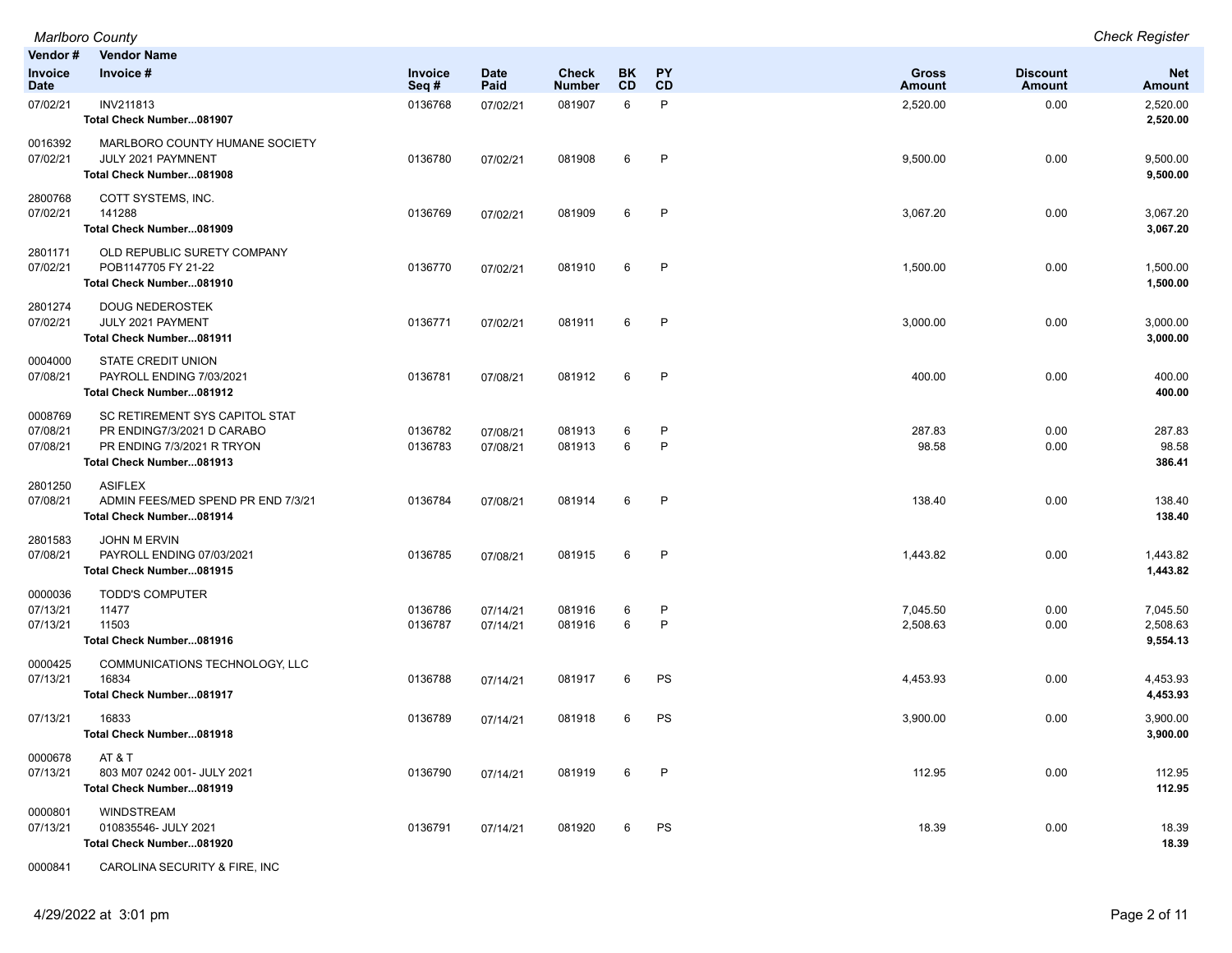| Vendor # | Vendor Name | | | | | | | | |
|---|---|---|---|---|---|---|---|---|---|
| **Invoice Date** | **Invoice #** | **Invoice Seq #** | **Date Paid** | **Check Number** | **BK CD** | **PY CD** | **Gross Amount** | **Discount Amount** | **Net Amount** |
| 07/02/21 | INV211813 | 0136768 | 07/02/21 | 081907 | 6 | P | 2,520.00 | 0.00 | 2,520.00 |
| | **Total Check Number...081907** | | | | | | | | **2,520.00** |
| 0016392 | MARLBORO COUNTY HUMANE SOCIETY | | | | | | | | |
| 07/02/21 | JULY 2021 PAYMNENT | 0136780 | 07/02/21 | 081908 | 6 | P | 9,500.00 | 0.00 | 9,500.00 |
| | **Total Check Number...081908** | | | | | | | | **9,500.00** |
| 2800768 | COTT SYSTEMS, INC. | | | | | | | | |
| 07/02/21 | 141288 | 0136769 | 07/02/21 | 081909 | 6 | P | 3,067.20 | 0.00 | 3,067.20 |
| | **Total Check Number...081909** | | | | | | | | **3,067.20** |
| 2801171 | OLD REPUBLIC SURETY COMPANY | | | | | | | | |
| 07/02/21 | POB1147705 FY 21-22 | 0136770 | 07/02/21 | 081910 | 6 | P | 1,500.00 | 0.00 | 1,500.00 |
| | **Total Check Number...081910** | | | | | | | | **1,500.00** |
| 2801274 | DOUG NEDEROSTEK | | | | | | | | |
| 07/02/21 | JULY 2021 PAYMENT | 0136771 | 07/02/21 | 081911 | 6 | P | 3,000.00 | 0.00 | 3,000.00 |
| | **Total Check Number...081911** | | | | | | | | **3,000.00** |
| 0004000 | STATE CREDIT UNION | | | | | | | | |
| 07/08/21 | PAYROLL ENDING 7/03/2021 | 0136781 | 07/08/21 | 081912 | 6 | P | 400.00 | 0.00 | 400.00 |
| | **Total Check Number...081912** | | | | | | | | **400.00** |
| 0008769 | SC RETIREMENT SYS CAPITOL STAT | | | | | | | | |
| 07/08/21 | PR ENDING7/3/2021 D CARABO | 0136782 | 07/08/21 | 081913 | 6 | P | 287.83 | 0.00 | 287.83 |
| 07/08/21 | PR ENDING 7/3/2021 R TRYON | 0136783 | 07/08/21 | 081913 | 6 | P | 98.58 | 0.00 | 98.58 |
| | **Total Check Number...081913** | | | | | | | | **386.41** |
| 2801250 | ASIFLEX | | | | | | | | |
| 07/08/21 | ADMIN FEES/MED SPEND PR END 7/3/21 | 0136784 | 07/08/21 | 081914 | 6 | P | 138.40 | 0.00 | 138.40 |
| | **Total Check Number...081914** | | | | | | | | **138.40** |
| 2801583 | JOHN M ERVIN | | | | | | | | |
| 07/08/21 | PAYROLL ENDING 07/03/2021 | 0136785 | 07/08/21 | 081915 | 6 | P | 1,443.82 | 0.00 | 1,443.82 |
| | **Total Check Number...081915** | | | | | | | | **1,443.82** |
| 0000036 | TODD'S COMPUTER | | | | | | | | |
| 07/13/21 | 11477 | 0136786 | 07/14/21 | 081916 | 6 | P | 7,045.50 | 0.00 | 7,045.50 |
| 07/13/21 | 11503 | 0136787 | 07/14/21 | 081916 | 6 | P | 2,508.63 | 0.00 | 2,508.63 |
| | **Total Check Number...081916** | | | | | | | | **9,554.13** |
| 0000425 | COMMUNICATIONS TECHNOLOGY, LLC | | | | | | | | |
| 07/13/21 | 16834 | 0136788 | 07/14/21 | 081917 | 6 | PS | 4,453.93 | 0.00 | 4,453.93 |
| | **Total Check Number...081917** | | | | | | | | **4,453.93** |
| 07/13/21 | 16833 | 0136789 | 07/14/21 | 081918 | 6 | PS | 3,900.00 | 0.00 | 3,900.00 |
| | **Total Check Number...081918** | | | | | | | | **3,900.00** |
| 0000678 | AT & T | | | | | | | | |
| 07/13/21 | 803 M07 0242 001- JULY 2021 | 0136790 | 07/14/21 | 081919 | 6 | P | 112.95 | 0.00 | 112.95 |
| | **Total Check Number...081919** | | | | | | | | **112.95** |
| 0000801 | WINDSTREAM | | | | | | | | |
| 07/13/21 | 010835546- JULY 2021 | 0136791 | 07/14/21 | 081920 | 6 | PS | 18.39 | 0.00 | 18.39 |
| | **Total Check Number...081920** | | | | | | | | **18.39** |
| 0000841 | CAROLINA SECURITY & FIRE, INC | | | | | | | | |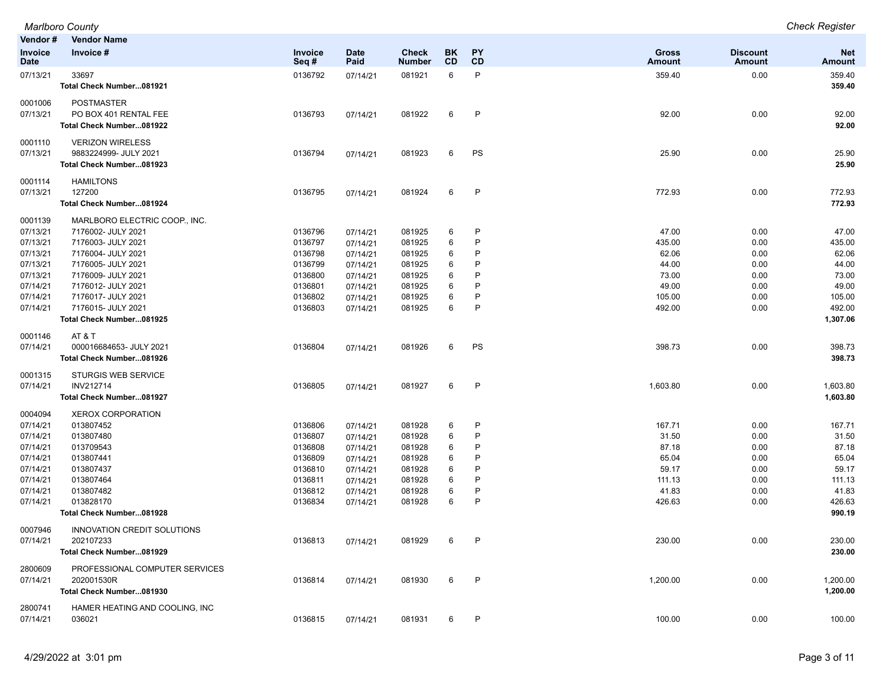| Vendor # / Invoice Date | Vendor Name / Invoice # | Invoice Seq # | Date Paid | Check Number | BK CD | PY CD | Gross Amount | Discount Amount | Net Amount |
|---|---|---|---|---|---|---|---|---|---|
| 07/13/21 | 33697 | 0136792 | 07/14/21 | 081921 | 6 | P | 359.40 | 0.00 | 359.40 |
| | **Total Check Number...081921** | | | | | | | | **359.40** |
| 0001006 | POSTMASTER | | | | | | | | |
| 07/13/21 | PO BOX 401 RENTAL FEE | 0136793 | 07/14/21 | 081922 | 6 | P | 92.00 | 0.00 | 92.00 |
| | **Total Check Number...081922** | | | | | | | | **92.00** |
| 0001110 | VERIZON WIRELESS | | | | | | | | |
| 07/13/21 | 9883224999- JULY 2021 | 0136794 | 07/14/21 | 081923 | 6 | PS | 25.90 | 0.00 | 25.90 |
| | **Total Check Number...081923** | | | | | | | | **25.90** |
| 0001114 | HAMILTONS | | | | | | | | |
| 07/13/21 | 127200 | 0136795 | 07/14/21 | 081924 | 6 | P | 772.93 | 0.00 | 772.93 |
| | **Total Check Number...081924** | | | | | | | | **772.93** |
| 0001139 | MARLBORO ELECTRIC COOP., INC. | | | | | | | | |
| 07/13/21 | 7176002- JULY 2021 | 0136796 | 07/14/21 | 081925 | 6 | P | 47.00 | 0.00 | 47.00 |
| 07/13/21 | 7176003- JULY 2021 | 0136797 | 07/14/21 | 081925 | 6 | P | 435.00 | 0.00 | 435.00 |
| 07/13/21 | 7176004- JULY 2021 | 0136798 | 07/14/21 | 081925 | 6 | P | 62.06 | 0.00 | 62.06 |
| 07/13/21 | 7176005- JULY 2021 | 0136799 | 07/14/21 | 081925 | 6 | P | 44.00 | 0.00 | 44.00 |
| 07/13/21 | 7176009- JULY 2021 | 0136800 | 07/14/21 | 081925 | 6 | P | 73.00 | 0.00 | 73.00 |
| 07/14/21 | 7176012- JULY 2021 | 0136801 | 07/14/21 | 081925 | 6 | P | 49.00 | 0.00 | 49.00 |
| 07/14/21 | 7176017- JULY 2021 | 0136802 | 07/14/21 | 081925 | 6 | P | 105.00 | 0.00 | 105.00 |
| 07/14/21 | 7176015- JULY 2021 | 0136803 | 07/14/21 | 081925 | 6 | P | 492.00 | 0.00 | 492.00 |
| | **Total Check Number...081925** | | | | | | | | **1,307.06** |
| 0001146 | AT & T | | | | | | | | |
| 07/14/21 | 000016684653- JULY 2021 | 0136804 | 07/14/21 | 081926 | 6 | PS | 398.73 | 0.00 | 398.73 |
| | **Total Check Number...081926** | | | | | | | | **398.73** |
| 0001315 | STURGIS WEB SERVICE | | | | | | | | |
| 07/14/21 | INV212714 | 0136805 | 07/14/21 | 081927 | 6 | P | 1,603.80 | 0.00 | 1,603.80 |
| | **Total Check Number...081927** | | | | | | | | **1,603.80** |
| 0004094 | XEROX CORPORATION | | | | | | | | |
| 07/14/21 | 013807452 | 0136806 | 07/14/21 | 081928 | 6 | P | 167.71 | 0.00 | 167.71 |
| 07/14/21 | 013807480 | 0136807 | 07/14/21 | 081928 | 6 | P | 31.50 | 0.00 | 31.50 |
| 07/14/21 | 013709543 | 0136808 | 07/14/21 | 081928 | 6 | P | 87.18 | 0.00 | 87.18 |
| 07/14/21 | 013807441 | 0136809 | 07/14/21 | 081928 | 6 | P | 65.04 | 0.00 | 65.04 |
| 07/14/21 | 013807437 | 0136810 | 07/14/21 | 081928 | 6 | P | 59.17 | 0.00 | 59.17 |
| 07/14/21 | 013807464 | 0136811 | 07/14/21 | 081928 | 6 | P | 111.13 | 0.00 | 111.13 |
| 07/14/21 | 013807482 | 0136812 | 07/14/21 | 081928 | 6 | P | 41.83 | 0.00 | 41.83 |
| 07/14/21 | 013828170 | 0136834 | 07/14/21 | 081928 | 6 | P | 426.63 | 0.00 | 426.63 |
| | **Total Check Number...081928** | | | | | | | | **990.19** |
| 0007946 | INNOVATION CREDIT SOLUTIONS | | | | | | | | |
| 07/14/21 | 202107233 | 0136813 | 07/14/21 | 081929 | 6 | P | 230.00 | 0.00 | 230.00 |
| | **Total Check Number...081929** | | | | | | | | **230.00** |
| 2800609 | PROFESSIONAL COMPUTER SERVICES | | | | | | | | |
| 07/14/21 | 202001530R | 0136814 | 07/14/21 | 081930 | 6 | P | 1,200.00 | 0.00 | 1,200.00 |
| | **Total Check Number...081930** | | | | | | | | **1,200.00** |
| 2800741 | HAMER HEATING AND COOLING, INC | | | | | | | | |
| 07/14/21 | 036021 | 0136815 | 07/14/21 | 081931 | 6 | P | 100.00 | 0.00 | 100.00 |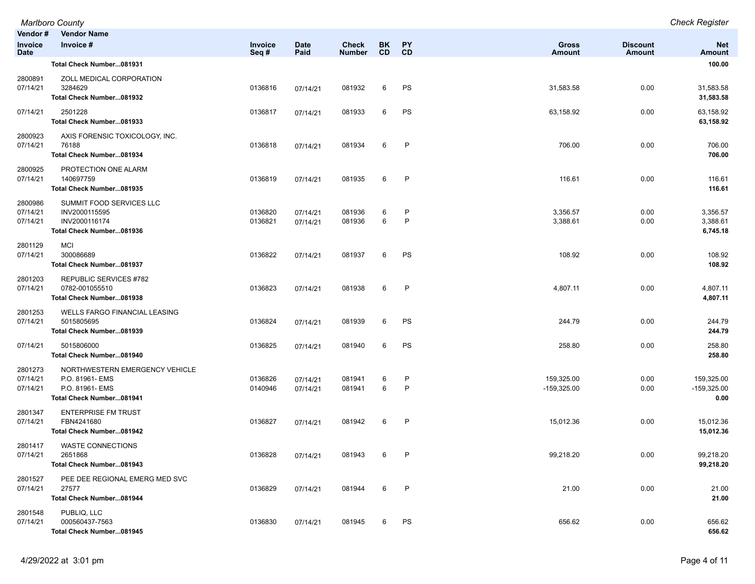| Vendor # | Vendor Name | | | | | | | | |
|---|---|---|---|---|---|---|---|---|---|
| **Invoice Date** | **Invoice #** | **Invoice Seq #** | **Date Paid** | **Check Number** | **BK CD** | **PY CD** | **Gross Amount** | **Discount Amount** | **Net Amount** |
| | **Total Check Number...081931** | | | | | | | | **100.00** |
| 2800891 | ZOLL MEDICAL CORPORATION | | | | | | | | |
| 07/14/21 | 3284629 | 0136816 | 07/14/21 | 081932 | 6 | PS | 31,583.58 | 0.00 | 31,583.58 |
| | **Total Check Number...081932** | | | | | | | | **31,583.58** |
| 07/14/21 | 2501228 | 0136817 | 07/14/21 | 081933 | 6 | PS | 63,158.92 | 0.00 | 63,158.92 |
| | **Total Check Number...081933** | | | | | | | | **63,158.92** |
| 2800923 | AXIS FORENSIC TOXICOLOGY, INC. | | | | | | | | |
| 07/14/21 | 76188 | 0136818 | 07/14/21 | 081934 | 6 | P | 706.00 | 0.00 | 706.00 |
| | **Total Check Number...081934** | | | | | | | | **706.00** |
| 2800925 | PROTECTION ONE ALARM | | | | | | | | |
| 07/14/21 | 140697759 | 0136819 | 07/14/21 | 081935 | 6 | P | 116.61 | 0.00 | 116.61 |
| | **Total Check Number...081935** | | | | | | | | **116.61** |
| 2800986 | SUMMIT FOOD SERVICES LLC | | | | | | | | |
| 07/14/21 | INV2000115595 | 0136820 | 07/14/21 | 081936 | 6 | P | 3,356.57 | 0.00 | 3,356.57 |
| 07/14/21 | INV2000116174 | 0136821 | 07/14/21 | 081936 | 6 | P | 3,388.61 | 0.00 | 3,388.61 |
| | **Total Check Number...081936** | | | | | | | | **6,745.18** |
| 2801129 | MCI | | | | | | | | |
| 07/14/21 | 300086689 | 0136822 | 07/14/21 | 081937 | 6 | PS | 108.92 | 0.00 | 108.92 |
| | **Total Check Number...081937** | | | | | | | | **108.92** |
| 2801203 | REPUBLIC SERVICES #782 | | | | | | | | |
| 07/14/21 | 0782-001055510 | 0136823 | 07/14/21 | 081938 | 6 | P | 4,807.11 | 0.00 | 4,807.11 |
| | **Total Check Number...081938** | | | | | | | | **4,807.11** |
| 2801253 | WELLS FARGO FINANCIAL LEASING | | | | | | | | |
| 07/14/21 | 5015805695 | 0136824 | 07/14/21 | 081939 | 6 | PS | 244.79 | 0.00 | 244.79 |
| | **Total Check Number...081939** | | | | | | | | **244.79** |
| 07/14/21 | 5015806000 | 0136825 | 07/14/21 | 081940 | 6 | PS | 258.80 | 0.00 | 258.80 |
| | **Total Check Number...081940** | | | | | | | | **258.80** |
| 2801273 | NORTHWESTERN EMERGENCY VEHICLE | | | | | | | | |
| 07/14/21 | P.O. 81961- EMS | 0136826 | 07/14/21 | 081941 | 6 | P | 159,325.00 | 0.00 | 159,325.00 |
| 07/14/21 | P.O. 81961- EMS | 0140946 | 07/14/21 | 081941 | 6 | P | -159,325.00 | 0.00 | -159,325.00 |
| | **Total Check Number...081941** | | | | | | | | **0.00** |
| 2801347 | ENTERPRISE FM TRUST | | | | | | | | |
| 07/14/21 | FBN4241680 | 0136827 | 07/14/21 | 081942 | 6 | P | 15,012.36 | 0.00 | 15,012.36 |
| | **Total Check Number...081942** | | | | | | | | **15,012.36** |
| 2801417 | WASTE CONNECTIONS | | | | | | | | |
| 07/14/21 | 2651868 | 0136828 | 07/14/21 | 081943 | 6 | P | 99,218.20 | 0.00 | 99,218.20 |
| | **Total Check Number...081943** | | | | | | | | **99,218.20** |
| 2801527 | PEE DEE REGIONAL EMERG MED SVC | | | | | | | | |
| 07/14/21 | 27577 | 0136829 | 07/14/21 | 081944 | 6 | P | 21.00 | 0.00 | 21.00 |
| | **Total Check Number...081944** | | | | | | | | **21.00** |
| 2801548 | PUBLIQ, LLC | | | | | | | | |
| 07/14/21 | 000560437-7563 | 0136830 | 07/14/21 | 081945 | 6 | PS | 656.62 | 0.00 | 656.62 |
| | **Total Check Number...081945** | | | | | | | | **656.62** |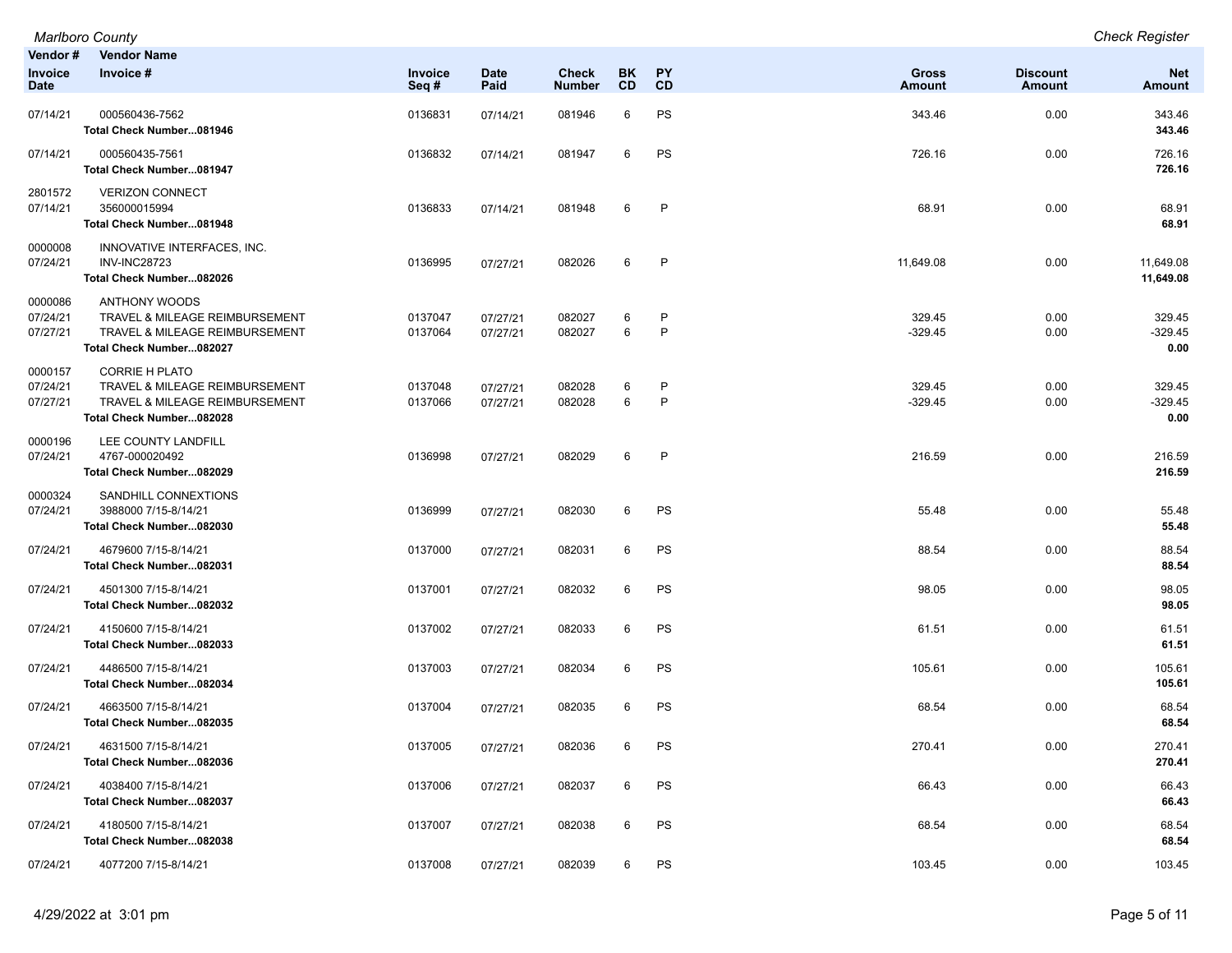| Vendor # / Invoice Date | Vendor Name / Invoice # | Invoice Seq # | Date Paid | Check Number | BK CD | PY CD | Gross Amount | Discount Amount | Net Amount |
|---|---|---|---|---|---|---|---|---|---|
| 07/14/21 | 000560436-7562 | 0136831 | 07/14/21 | 081946 | 6 | PS | 343.46 | 0.00 | 343.46 |
| | **Total Check Number...081946** | | | | | | | | **343.46** |
| 07/14/21 | 000560435-7561 | 0136832 | 07/14/21 | 081947 | 6 | PS | 726.16 | 0.00 | 726.16 |
| | **Total Check Number...081947** | | | | | | | | **726.16** |
| 2801572 | VERIZON CONNECT | | | | | | | | |
| 07/14/21 | 356000015994 | 0136833 | 07/14/21 | 081948 | 6 | P | 68.91 | 0.00 | 68.91 |
| | **Total Check Number...081948** | | | | | | | | **68.91** |
| 0000008 | INNOVATIVE INTERFACES, INC. | | | | | | | | |
| 07/24/21 | INV-INC28723 | 0136995 | 07/27/21 | 082026 | 6 | P | 11,649.08 | 0.00 | 11,649.08 |
| | **Total Check Number...082026** | | | | | | | | **11,649.08** |
| 0000086 | ANTHONY WOODS | | | | | | | | |
| 07/24/21 | TRAVEL & MILEAGE REIMBURSEMENT | 0137047 | 07/27/21 | 082027 | 6 | P | 329.45 | 0.00 | 329.45 |
| 07/27/21 | TRAVEL & MILEAGE REIMBURSEMENT | 0137064 | 07/27/21 | 082027 | 6 | P | -329.45 | 0.00 | -329.45 |
| | **Total Check Number...082027** | | | | | | | | **0.00** |
| 0000157 | CORRIE H PLATO | | | | | | | | |
| 07/24/21 | TRAVEL & MILEAGE REIMBURSEMENT | 0137048 | 07/27/21 | 082028 | 6 | P | 329.45 | 0.00 | 329.45 |
| 07/27/21 | TRAVEL & MILEAGE REIMBURSEMENT | 0137066 | 07/27/21 | 082028 | 6 | P | -329.45 | 0.00 | -329.45 |
| | **Total Check Number...082028** | | | | | | | | **0.00** |
| 0000196 | LEE COUNTY LANDFILL | | | | | | | | |
| 07/24/21 | 4767-000020492 | 0136998 | 07/27/21 | 082029 | 6 | P | 216.59 | 0.00 | 216.59 |
| | **Total Check Number...082029** | | | | | | | | **216.59** |
| 0000324 | SANDHILL CONNEXTIONS | | | | | | | | |
| 07/24/21 | 3988000 7/15-8/14/21 | 0136999 | 07/27/21 | 082030 | 6 | PS | 55.48 | 0.00 | 55.48 |
| | **Total Check Number...082030** | | | | | | | | **55.48** |
| 07/24/21 | 4679600 7/15-8/14/21 | 0137000 | 07/27/21 | 082031 | 6 | PS | 88.54 | 0.00 | 88.54 |
| | **Total Check Number...082031** | | | | | | | | **88.54** |
| 07/24/21 | 4501300 7/15-8/14/21 | 0137001 | 07/27/21 | 082032 | 6 | PS | 98.05 | 0.00 | 98.05 |
| | **Total Check Number...082032** | | | | | | | | **98.05** |
| 07/24/21 | 4150600 7/15-8/14/21 | 0137002 | 07/27/21 | 082033 | 6 | PS | 61.51 | 0.00 | 61.51 |
| | **Total Check Number...082033** | | | | | | | | **61.51** |
| 07/24/21 | 4486500 7/15-8/14/21 | 0137003 | 07/27/21 | 082034 | 6 | PS | 105.61 | 0.00 | 105.61 |
| | **Total Check Number...082034** | | | | | | | | **105.61** |
| 07/24/21 | 4663500 7/15-8/14/21 | 0137004 | 07/27/21 | 082035 | 6 | PS | 68.54 | 0.00 | 68.54 |
| | **Total Check Number...082035** | | | | | | | | **68.54** |
| 07/24/21 | 4631500 7/15-8/14/21 | 0137005 | 07/27/21 | 082036 | 6 | PS | 270.41 | 0.00 | 270.41 |
| | **Total Check Number...082036** | | | | | | | | **270.41** |
| 07/24/21 | 4038400 7/15-8/14/21 | 0137006 | 07/27/21 | 082037 | 6 | PS | 66.43 | 0.00 | 66.43 |
| | **Total Check Number...082037** | | | | | | | | **66.43** |
| 07/24/21 | 4180500 7/15-8/14/21 | 0137007 | 07/27/21 | 082038 | 6 | PS | 68.54 | 0.00 | 68.54 |
| | **Total Check Number...082038** | | | | | | | | **68.54** |
| 07/24/21 | 4077200 7/15-8/14/21 | 0137008 | 07/27/21 | 082039 | 6 | PS | 103.45 | 0.00 | 103.45 |

4/29/2022 at 3:01 pm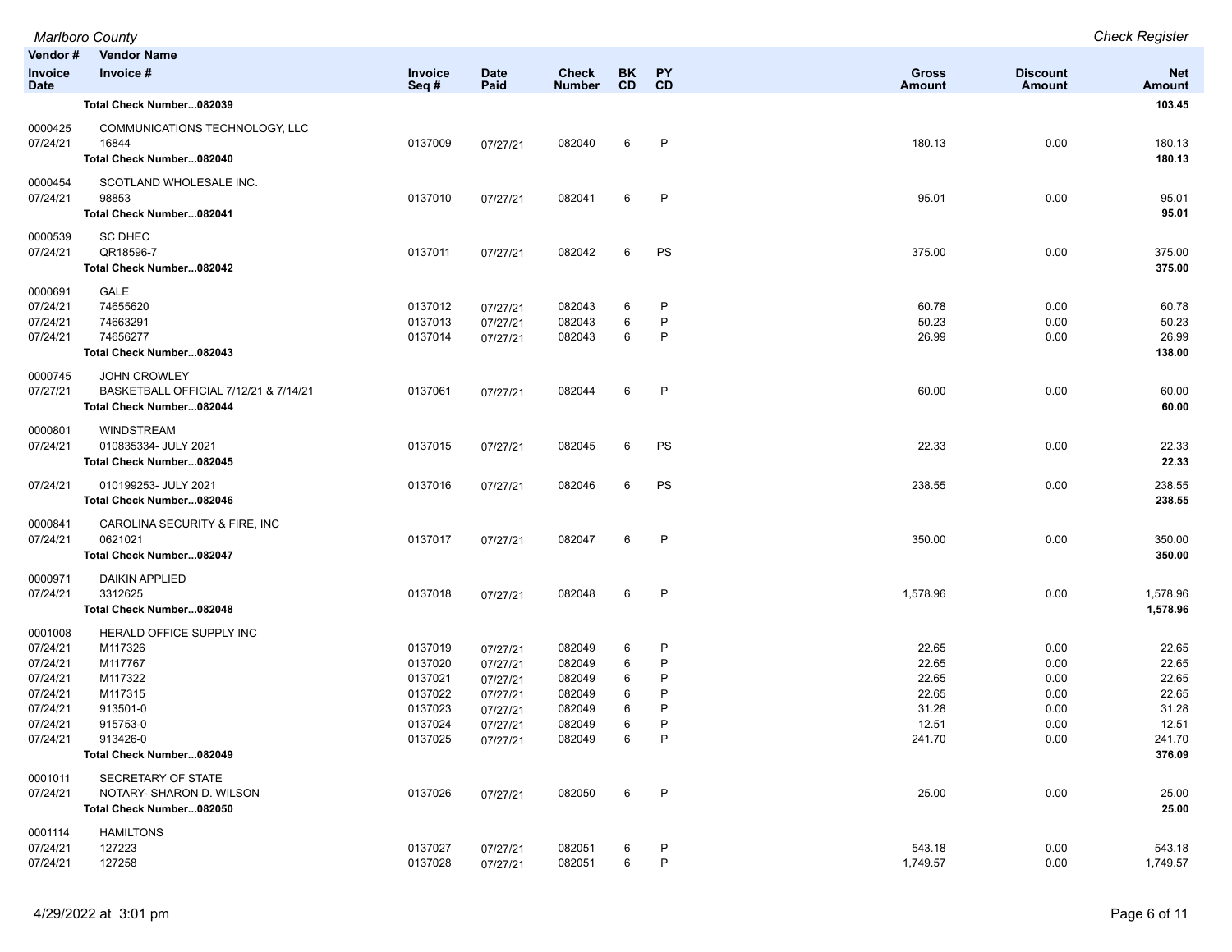| Vendor # | Vendor Name | | | | | | | | |
|---|---|---|---|---|---|---|---|---|---|
| Invoice Date | Invoice # | Invoice Seq # | Date Paid | Check Number | BK CD | PY CD | Gross Amount | Discount Amount | Net Amount |
| | **Total Check Number...082039** | | | | | | | | **103.45** |
| 0000425 | COMMUNICATIONS TECHNOLOGY, LLC | | | | | | | | |
| 07/24/21 | 16844 | 0137009 | 07/27/21 | 082040 | 6 | P | 180.13 | 0.00 | 180.13 |
| | **Total Check Number...082040** | | | | | | | | **180.13** |
| 0000454 | SCOTLAND WHOLESALE INC. | | | | | | | | |
| 07/24/21 | 98853 | 0137010 | 07/27/21 | 082041 | 6 | P | 95.01 | 0.00 | 95.01 |
| | **Total Check Number...082041** | | | | | | | | **95.01** |
| 0000539 | SC DHEC | | | | | | | | |
| 07/24/21 | QR18596-7 | 0137011 | 07/27/21 | 082042 | 6 | PS | 375.00 | 0.00 | 375.00 |
| | **Total Check Number...082042** | | | | | | | | **375.00** |
| 0000691 | GALE | | | | | | | | |
| 07/24/21 | 74655620 | 0137012 | 07/27/21 | 082043 | 6 | P | 60.78 | 0.00 | 60.78 |
| 07/24/21 | 74663291 | 0137013 | 07/27/21 | 082043 | 6 | P | 50.23 | 0.00 | 50.23 |
| 07/24/21 | 74656277 | 0137014 | 07/27/21 | 082043 | 6 | P | 26.99 | 0.00 | 26.99 |
| | **Total Check Number...082043** | | | | | | | | **138.00** |
| 0000745 | JOHN CROWLEY | | | | | | | | |
| 07/27/21 | BASKETBALL OFFICIAL 7/12/21 & 7/14/21 | 0137061 | 07/27/21 | 082044 | 6 | P | 60.00 | 0.00 | 60.00 |
| | **Total Check Number...082044** | | | | | | | | **60.00** |
| 0000801 | WINDSTREAM | | | | | | | | |
| 07/24/21 | 010835334- JULY 2021 | 0137015 | 07/27/21 | 082045 | 6 | PS | 22.33 | 0.00 | 22.33 |
| | **Total Check Number...082045** | | | | | | | | **22.33** |
| 07/24/21 | 010199253- JULY 2021 | 0137016 | 07/27/21 | 082046 | 6 | PS | 238.55 | 0.00 | 238.55 |
| | **Total Check Number...082046** | | | | | | | | **238.55** |
| 0000841 | CAROLINA SECURITY & FIRE, INC | | | | | | | | |
| 07/24/21 | 0621021 | 0137017 | 07/27/21 | 082047 | 6 | P | 350.00 | 0.00 | 350.00 |
| | **Total Check Number...082047** | | | | | | | | **350.00** |
| 0000971 | DAIKIN APPLIED | | | | | | | | |
| 07/24/21 | 3312625 | 0137018 | 07/27/21 | 082048 | 6 | P | 1,578.96 | 0.00 | 1,578.96 |
| | **Total Check Number...082048** | | | | | | | | **1,578.96** |
| 0001008 | HERALD OFFICE SUPPLY INC | | | | | | | | |
| 07/24/21 | M117326 | 0137019 | 07/27/21 | 082049 | 6 | P | 22.65 | 0.00 | 22.65 |
| 07/24/21 | M117767 | 0137020 | 07/27/21 | 082049 | 6 | P | 22.65 | 0.00 | 22.65 |
| 07/24/21 | M117322 | 0137021 | 07/27/21 | 082049 | 6 | P | 22.65 | 0.00 | 22.65 |
| 07/24/21 | M117315 | 0137022 | 07/27/21 | 082049 | 6 | P | 22.65 | 0.00 | 22.65 |
| 07/24/21 | 913501-0 | 0137023 | 07/27/21 | 082049 | 6 | P | 31.28 | 0.00 | 31.28 |
| 07/24/21 | 915753-0 | 0137024 | 07/27/21 | 082049 | 6 | P | 12.51 | 0.00 | 12.51 |
| 07/24/21 | 913426-0 | 0137025 | 07/27/21 | 082049 | 6 | P | 241.70 | 0.00 | 241.70 |
| | **Total Check Number...082049** | | | | | | | | **376.09** |
| 0001011 | SECRETARY OF STATE | | | | | | | | |
| 07/24/21 | NOTARY- SHARON D. WILSON | 0137026 | 07/27/21 | 082050 | 6 | P | 25.00 | 0.00 | 25.00 |
| | **Total Check Number...082050** | | | | | | | | **25.00** |
| 0001114 | HAMILTONS | | | | | | | | |
| 07/24/21 | 127223 | 0137027 | 07/27/21 | 082051 | 6 | P | 543.18 | 0.00 | 543.18 |
| 07/24/21 | 127258 | 0137028 | 07/27/21 | 082051 | 6 | P | 1,749.57 | 0.00 | 1,749.57 |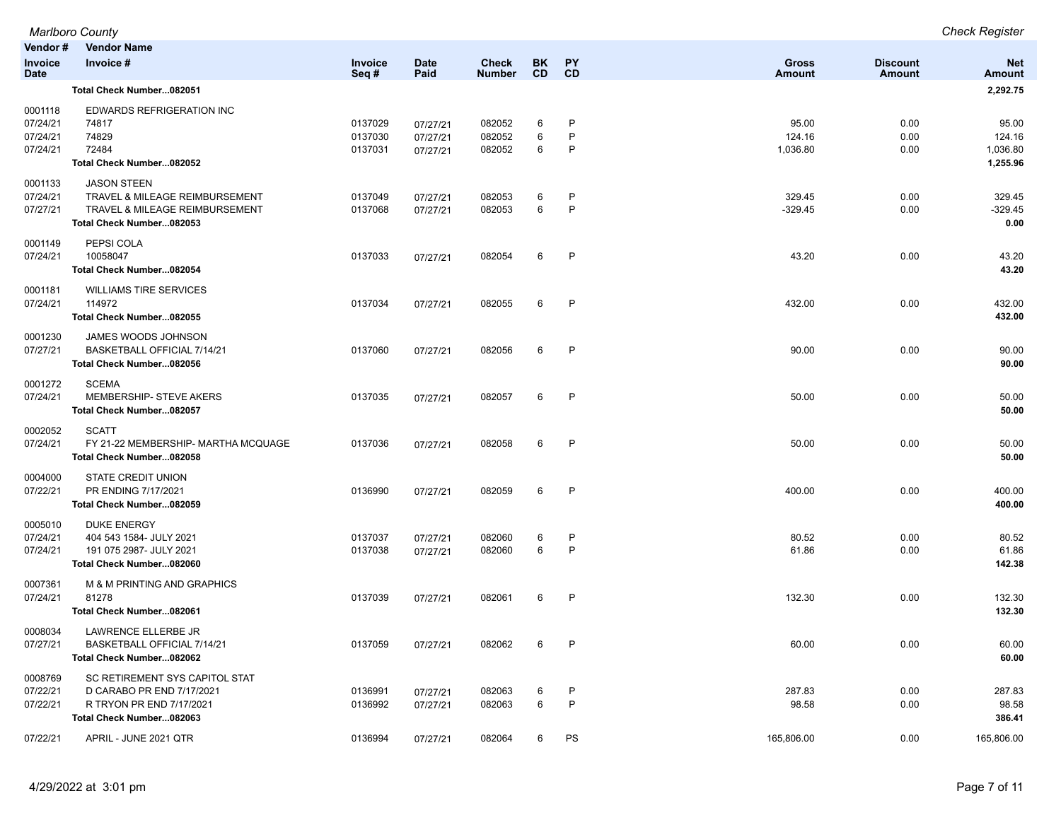| Vendor # / Invoice Date | Vendor Name / Invoice # | Invoice Seq # | Date Paid | Check Number | BK CD | PY CD | Gross Amount | Discount Amount | Net Amount |
|---|---|---|---|---|---|---|---|---|---|
| | **Total Check Number...082051** | | | | | | | | **2,292.75** |
| 0001118 | EDWARDS REFRIGERATION INC | | | | | | | | |
| 07/24/21 | 74817 | 0137029 | 07/27/21 | 082052 | 6 | P | 95.00 | 0.00 | 95.00 |
| 07/24/21 | 74829 | 0137030 | 07/27/21 | 082052 | 6 | P | 124.16 | 0.00 | 124.16 |
| 07/24/21 | 72484 | 0137031 | 07/27/21 | 082052 | 6 | P | 1,036.80 | 0.00 | 1,036.80 |
| | **Total Check Number...082052** | | | | | | | | **1,255.96** |
| 0001133 | JASON STEEN | | | | | | | | |
| 07/24/21 | TRAVEL & MILEAGE REIMBURSEMENT | 0137049 | 07/27/21 | 082053 | 6 | P | 329.45 | 0.00 | 329.45 |
| 07/27/21 | TRAVEL & MILEAGE REIMBURSEMENT | 0137068 | 07/27/21 | 082053 | 6 | P | -329.45 | 0.00 | -329.45 |
| | **Total Check Number...082053** | | | | | | | | **0.00** |
| 0001149 | PEPSI COLA | | | | | | | | |
| 07/24/21 | 10058047 | 0137033 | 07/27/21 | 082054 | 6 | P | 43.20 | 0.00 | 43.20 |
| | **Total Check Number...082054** | | | | | | | | **43.20** |
| 0001181 | WILLIAMS TIRE SERVICES | | | | | | | | |
| 07/24/21 | 114972 | 0137034 | 07/27/21 | 082055 | 6 | P | 432.00 | 0.00 | 432.00 |
| | **Total Check Number...082055** | | | | | | | | **432.00** |
| 0001230 | JAMES WOODS JOHNSON | | | | | | | | |
| 07/27/21 | BASKETBALL OFFICIAL 7/14/21 | 0137060 | 07/27/21 | 082056 | 6 | P | 90.00 | 0.00 | 90.00 |
| | **Total Check Number...082056** | | | | | | | | **90.00** |
| 0001272 | SCEMA | | | | | | | | |
| 07/24/21 | MEMBERSHIP- STEVE AKERS | 0137035 | 07/27/21 | 082057 | 6 | P | 50.00 | 0.00 | 50.00 |
| | **Total Check Number...082057** | | | | | | | | **50.00** |
| 0002052 | SCATT | | | | | | | | |
| 07/24/21 | FY 21-22 MEMBERSHIP- MARTHA MCQUAGE | 0137036 | 07/27/21 | 082058 | 6 | P | 50.00 | 0.00 | 50.00 |
| | **Total Check Number...082058** | | | | | | | | **50.00** |
| 0004000 | STATE CREDIT UNION | | | | | | | | |
| 07/22/21 | PR ENDING 7/17/2021 | 0136990 | 07/27/21 | 082059 | 6 | P | 400.00 | 0.00 | 400.00 |
| | **Total Check Number...082059** | | | | | | | | **400.00** |
| 0005010 | DUKE ENERGY | | | | | | | | |
| 07/24/21 | 404 543 1584- JULY 2021 | 0137037 | 07/27/21 | 082060 | 6 | P | 80.52 | 0.00 | 80.52 |
| 07/24/21 | 191 075 2987- JULY 2021 | 0137038 | 07/27/21 | 082060 | 6 | P | 61.86 | 0.00 | 61.86 |
| | **Total Check Number...082060** | | | | | | | | **142.38** |
| 0007361 | M & M PRINTING AND GRAPHICS | | | | | | | | |
| 07/24/21 | 81278 | 0137039 | 07/27/21 | 082061 | 6 | P | 132.30 | 0.00 | 132.30 |
| | **Total Check Number...082061** | | | | | | | | **132.30** |
| 0008034 | LAWRENCE ELLERBE JR | | | | | | | | |
| 07/27/21 | BASKETBALL OFFICIAL 7/14/21 | 0137059 | 07/27/21 | 082062 | 6 | P | 60.00 | 0.00 | 60.00 |
| | **Total Check Number...082062** | | | | | | | | **60.00** |
| 0008769 | SC RETIREMENT SYS CAPITOL STAT | | | | | | | | |
| 07/22/21 | D CARABO PR END 7/17/2021 | 0136991 | 07/27/21 | 082063 | 6 | P | 287.83 | 0.00 | 287.83 |
| 07/22/21 | R TRYON PR END 7/17/2021 | 0136992 | 07/27/21 | 082063 | 6 | P | 98.58 | 0.00 | 98.58 |
| | **Total Check Number...082063** | | | | | | | | **386.41** |
| 07/22/21 | APRIL - JUNE 2021 QTR | 0136994 | 07/27/21 | 082064 | 6 | PS | 165,806.00 | 0.00 | 165,806.00 |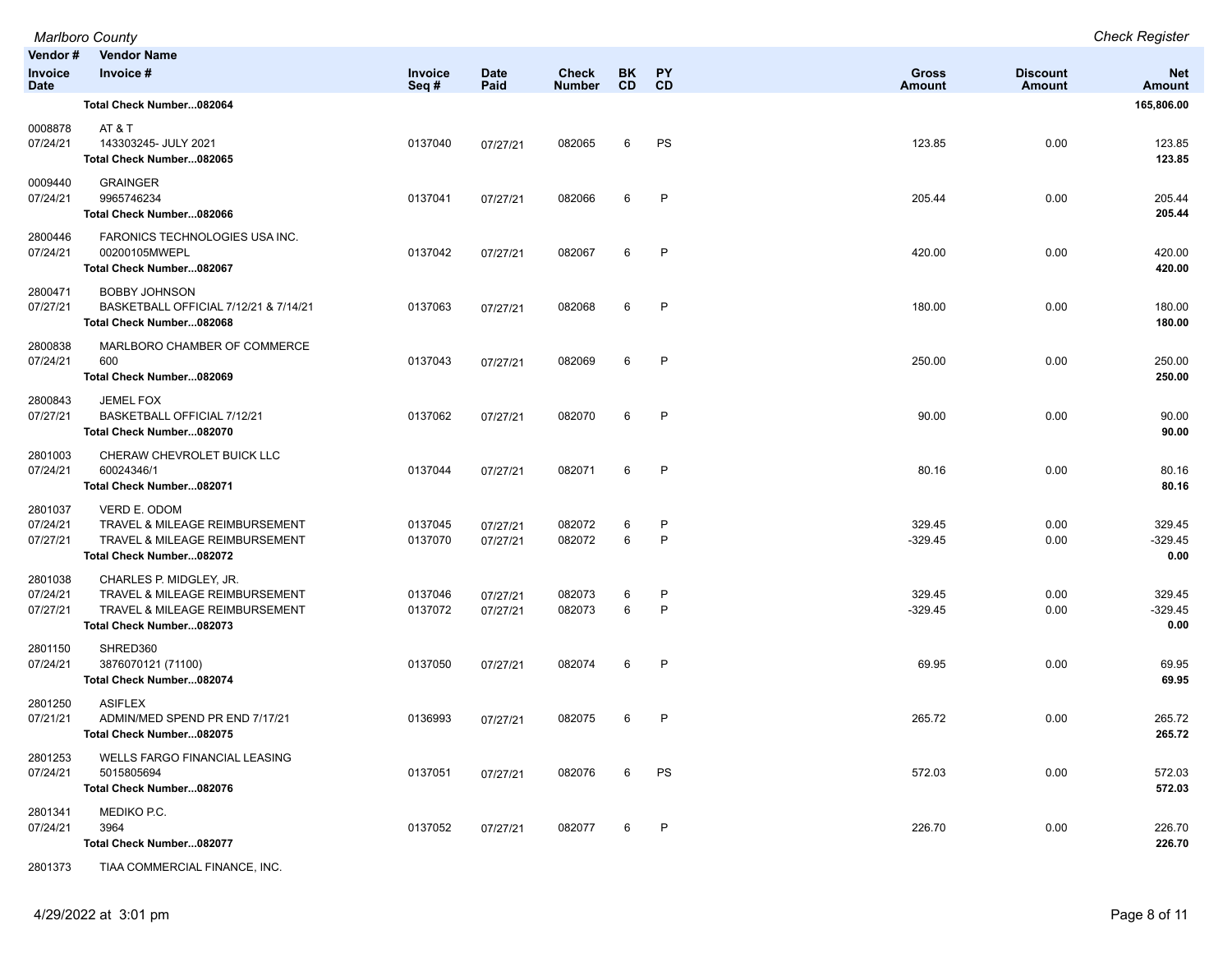*Marlboro County* — *Check Register*

| Vendor # / Invoice Date | Vendor Name / Invoice # | Invoice Seq # | Date Paid | Check Number | BK CD | PY CD | Gross Amount | Discount Amount | Net Amount |
|---|---|---|---|---|---|---|---|---|---|
| | **Total Check Number...082064** | | | | | | | | **165,806.00** |
| 0008878 | AT & T | | | | | | | | |
| 07/24/21 | 143303245- JULY 2021 | 0137040 | 07/27/21 | 082065 | 6 | PS | 123.85 | 0.00 | 123.85 |
| | **Total Check Number...082065** | | | | | | | | **123.85** |
| 0009440 | GRAINGER | | | | | | | | |
| 07/24/21 | 9965746234 | 0137041 | 07/27/21 | 082066 | 6 | P | 205.44 | 0.00 | 205.44 |
| | **Total Check Number...082066** | | | | | | | | **205.44** |
| 2800446 | FARONICS TECHNOLOGIES USA INC. | | | | | | | | |
| 07/24/21 | 00200105MWEPL | 0137042 | 07/27/21 | 082067 | 6 | P | 420.00 | 0.00 | 420.00 |
| | **Total Check Number...082067** | | | | | | | | **420.00** |
| 2800471 | BOBBY JOHNSON | | | | | | | | |
| 07/27/21 | BASKETBALL OFFICIAL 7/12/21 & 7/14/21 | 0137063 | 07/27/21 | 082068 | 6 | P | 180.00 | 0.00 | 180.00 |
| | **Total Check Number...082068** | | | | | | | | **180.00** |
| 2800838 | MARLBORO CHAMBER OF COMMERCE | | | | | | | | |
| 07/24/21 | 600 | 0137043 | 07/27/21 | 082069 | 6 | P | 250.00 | 0.00 | 250.00 |
| | **Total Check Number...082069** | | | | | | | | **250.00** |
| 2800843 | JEMEL FOX | | | | | | | | |
| 07/27/21 | BASKETBALL OFFICIAL 7/12/21 | 0137062 | 07/27/21 | 082070 | 6 | P | 90.00 | 0.00 | 90.00 |
| | **Total Check Number...082070** | | | | | | | | **90.00** |
| 2801003 | CHERAW CHEVROLET BUICK LLC | | | | | | | | |
| 07/24/21 | 60024346/1 | 0137044 | 07/27/21 | 082071 | 6 | P | 80.16 | 0.00 | 80.16 |
| | **Total Check Number...082071** | | | | | | | | **80.16** |
| 2801037 | VERD E. ODOM | | | | | | | | |
| 07/24/21 | TRAVEL & MILEAGE REIMBURSEMENT | 0137045 | 07/27/21 | 082072 | 6 | P | 329.45 | 0.00 | 329.45 |
| 07/27/21 | TRAVEL & MILEAGE REIMBURSEMENT | 0137070 | 07/27/21 | 082072 | 6 | P | -329.45 | 0.00 | -329.45 |
| | **Total Check Number...082072** | | | | | | | | **0.00** |
| 2801038 | CHARLES P. MIDGLEY, JR. | | | | | | | | |
| 07/24/21 | TRAVEL & MILEAGE REIMBURSEMENT | 0137046 | 07/27/21 | 082073 | 6 | P | 329.45 | 0.00 | 329.45 |
| 07/27/21 | TRAVEL & MILEAGE REIMBURSEMENT | 0137072 | 07/27/21 | 082073 | 6 | P | -329.45 | 0.00 | -329.45 |
| | **Total Check Number...082073** | | | | | | | | **0.00** |
| 2801150 | SHRED360 | | | | | | | | |
| 07/24/21 | 3876070121 (71100) | 0137050 | 07/27/21 | 082074 | 6 | P | 69.95 | 0.00 | 69.95 |
| | **Total Check Number...082074** | | | | | | | | **69.95** |
| 2801250 | ASIFLEX | | | | | | | | |
| 07/21/21 | ADMIN/MED SPEND PR END 7/17/21 | 0136993 | 07/27/21 | 082075 | 6 | P | 265.72 | 0.00 | 265.72 |
| | **Total Check Number...082075** | | | | | | | | **265.72** |
| 2801253 | WELLS FARGO FINANCIAL LEASING | | | | | | | | |
| 07/24/21 | 5015805694 | 0137051 | 07/27/21 | 082076 | 6 | PS | 572.03 | 0.00 | 572.03 |
| | **Total Check Number...082076** | | | | | | | | **572.03** |
| 2801341 | MEDIKO P.C. | | | | | | | | |
| 07/24/21 | 3964 | 0137052 | 07/27/21 | 082077 | 6 | P | 226.70 | 0.00 | 226.70 |
| | **Total Check Number...082077** | | | | | | | | **226.70** |
| 2801373 | TIAA COMMERCIAL FINANCE, INC. | | | | | | | | |

4/29/2022 at 3:01 pm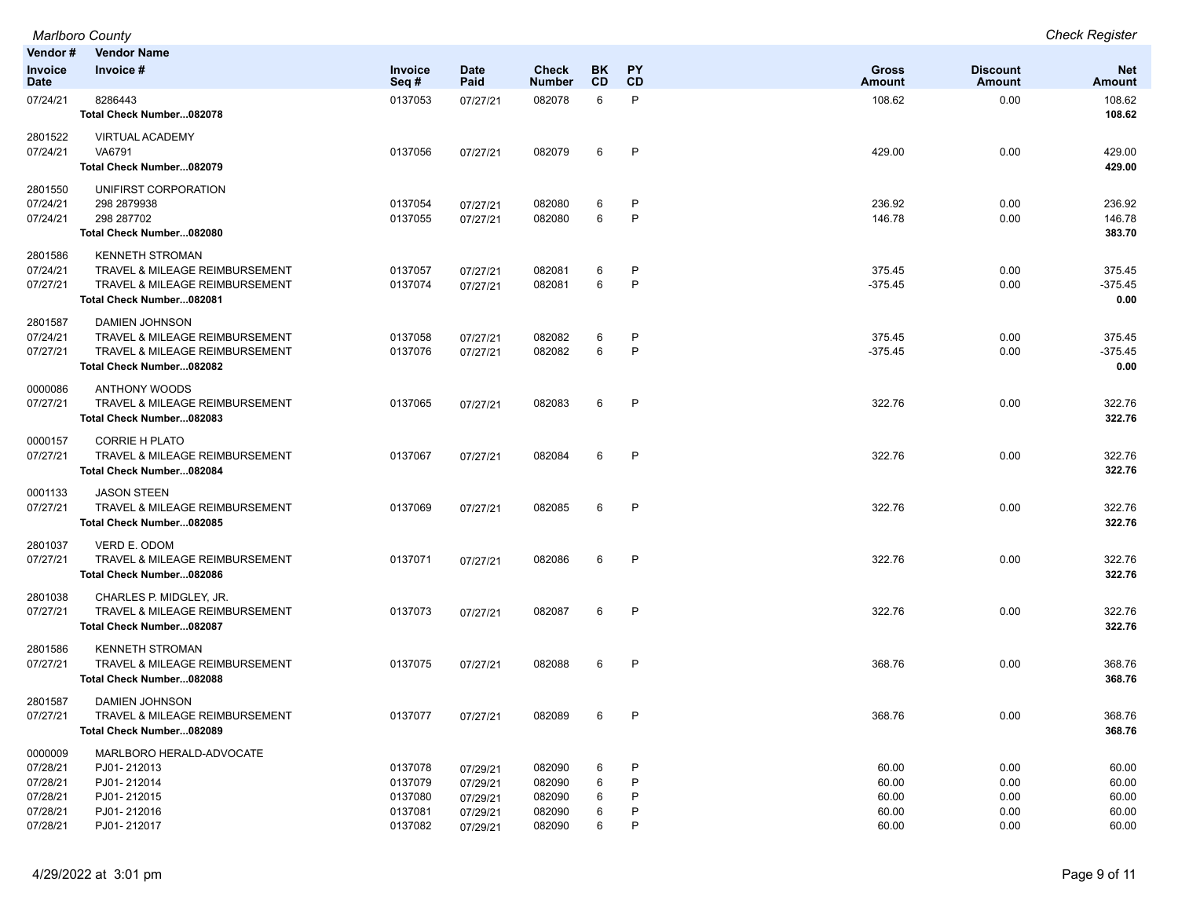| Vendor # | Vendor Name | | | | | | | | |
|---|---|---|---|---|---|---|---|---|---|
| Invoice Date | Invoice # | Invoice Seq # | Date Paid | Check Number | BK CD | PY CD | Gross Amount | Discount Amount | Net Amount |
| 07/24/21 | 8286443 | 0137053 | 07/27/21 | 082078 | 6 | P | 108.62 | 0.00 | 108.62 |
| | **Total Check Number...082078** | | | | | | | | **108.62** |
| 2801522 | VIRTUAL ACADEMY | | | | | | | | |
| 07/24/21 | VA6791 | 0137056 | 07/27/21 | 082079 | 6 | P | 429.00 | 0.00 | 429.00 |
| | **Total Check Number...082079** | | | | | | | | **429.00** |
| 2801550 | UNIFIRST CORPORATION | | | | | | | | |
| 07/24/21 | 298 2879938 | 0137054 | 07/27/21 | 082080 | 6 | P | 236.92 | 0.00 | 236.92 |
| 07/24/21 | 298 287702 | 0137055 | 07/27/21 | 082080 | 6 | P | 146.78 | 0.00 | 146.78 |
| | **Total Check Number...082080** | | | | | | | | **383.70** |
| 2801586 | KENNETH STROMAN | | | | | | | | |
| 07/24/21 | TRAVEL & MILEAGE REIMBURSEMENT | 0137057 | 07/27/21 | 082081 | 6 | P | 375.45 | 0.00 | 375.45 |
| 07/27/21 | TRAVEL & MILEAGE REIMBURSEMENT | 0137074 | 07/27/21 | 082081 | 6 | P | -375.45 | 0.00 | -375.45 |
| | **Total Check Number...082081** | | | | | | | | **0.00** |
| 2801587 | DAMIEN JOHNSON | | | | | | | | |
| 07/24/21 | TRAVEL & MILEAGE REIMBURSEMENT | 0137058 | 07/27/21 | 082082 | 6 | P | 375.45 | 0.00 | 375.45 |
| 07/27/21 | TRAVEL & MILEAGE REIMBURSEMENT | 0137076 | 07/27/21 | 082082 | 6 | P | -375.45 | 0.00 | -375.45 |
| | **Total Check Number...082082** | | | | | | | | **0.00** |
| 0000086 | ANTHONY WOODS | | | | | | | | |
| 07/27/21 | TRAVEL & MILEAGE REIMBURSEMENT | 0137065 | 07/27/21 | 082083 | 6 | P | 322.76 | 0.00 | 322.76 |
| | **Total Check Number...082083** | | | | | | | | **322.76** |
| 0000157 | CORRIE H PLATO | | | | | | | | |
| 07/27/21 | TRAVEL & MILEAGE REIMBURSEMENT | 0137067 | 07/27/21 | 082084 | 6 | P | 322.76 | 0.00 | 322.76 |
| | **Total Check Number...082084** | | | | | | | | **322.76** |
| 0001133 | JASON STEEN | | | | | | | | |
| 07/27/21 | TRAVEL & MILEAGE REIMBURSEMENT | 0137069 | 07/27/21 | 082085 | 6 | P | 322.76 | 0.00 | 322.76 |
| | **Total Check Number...082085** | | | | | | | | **322.76** |
| 2801037 | VERD E. ODOM | | | | | | | | |
| 07/27/21 | TRAVEL & MILEAGE REIMBURSEMENT | 0137071 | 07/27/21 | 082086 | 6 | P | 322.76 | 0.00 | 322.76 |
| | **Total Check Number...082086** | | | | | | | | **322.76** |
| 2801038 | CHARLES P. MIDGLEY, JR. | | | | | | | | |
| 07/27/21 | TRAVEL & MILEAGE REIMBURSEMENT | 0137073 | 07/27/21 | 082087 | 6 | P | 322.76 | 0.00 | 322.76 |
| | **Total Check Number...082087** | | | | | | | | **322.76** |
| 2801586 | KENNETH STROMAN | | | | | | | | |
| 07/27/21 | TRAVEL & MILEAGE REIMBURSEMENT | 0137075 | 07/27/21 | 082088 | 6 | P | 368.76 | 0.00 | 368.76 |
| | **Total Check Number...082088** | | | | | | | | **368.76** |
| 2801587 | DAMIEN JOHNSON | | | | | | | | |
| 07/27/21 | TRAVEL & MILEAGE REIMBURSEMENT | 0137077 | 07/27/21 | 082089 | 6 | P | 368.76 | 0.00 | 368.76 |
| | **Total Check Number...082089** | | | | | | | | **368.76** |
| 0000009 | MARLBORO HERALD-ADVOCATE | | | | | | | | |
| 07/28/21 | PJ01- 212013 | 0137078 | 07/29/21 | 082090 | 6 | P | 60.00 | 0.00 | 60.00 |
| 07/28/21 | PJ01- 212014 | 0137079 | 07/29/21 | 082090 | 6 | P | 60.00 | 0.00 | 60.00 |
| 07/28/21 | PJ01- 212015 | 0137080 | 07/29/21 | 082090 | 6 | P | 60.00 | 0.00 | 60.00 |
| 07/28/21 | PJ01- 212016 | 0137081 | 07/29/21 | 082090 | 6 | P | 60.00 | 0.00 | 60.00 |
| 07/28/21 | PJ01- 212017 | 0137082 | 07/29/21 | 082090 | 6 | P | 60.00 | 0.00 | 60.00 |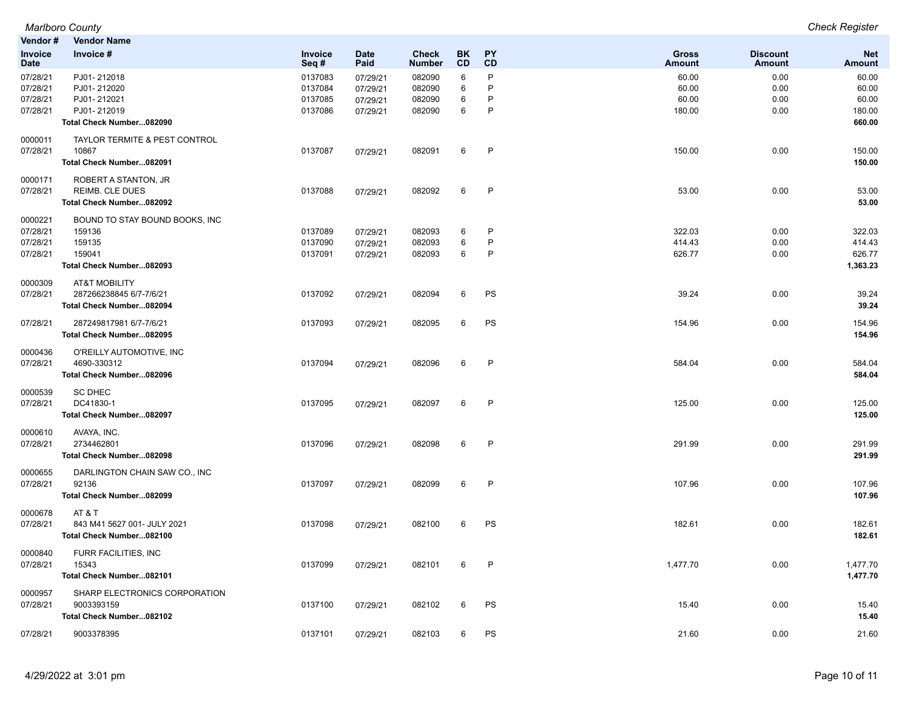*Marlboro County* &nbsp;&nbsp;&nbsp;&nbsp; *Check Register*

| Vendor # / Invoice Date | Vendor Name / Invoice # | Invoice Seq # | Date Paid | Check Number | BK CD | PY CD | Gross Amount | Discount Amount | Net Amount |
|---|---|---|---|---|---|---|---|---|---|
| 07/28/21 | PJ01- 212018 | 0137083 | 07/29/21 | 082090 | 6 | P | 60.00 | 0.00 | 60.00 |
| 07/28/21 | PJ01- 212020 | 0137084 | 07/29/21 | 082090 | 6 | P | 60.00 | 0.00 | 60.00 |
| 07/28/21 | PJ01- 212021 | 0137085 | 07/29/21 | 082090 | 6 | P | 60.00 | 0.00 | 60.00 |
| 07/28/21 | PJ01- 212019 | 0137086 | 07/29/21 | 082090 | 6 | P | 180.00 | 0.00 | 180.00 |
| | **Total Check Number...082090** | | | | | | | | **660.00** |
| 0000011 | TAYLOR TERMITE & PEST CONTROL | | | | | | | | |
| 07/28/21 | 10867 | 0137087 | 07/29/21 | 082091 | 6 | P | 150.00 | 0.00 | 150.00 |
| | **Total Check Number...082091** | | | | | | | | **150.00** |
| 0000171 | ROBERT A STANTON, JR | | | | | | | | |
| 07/28/21 | REIMB. CLE DUES | 0137088 | 07/29/21 | 082092 | 6 | P | 53.00 | 0.00 | 53.00 |
| | **Total Check Number...082092** | | | | | | | | **53.00** |
| 0000221 | BOUND TO STAY BOUND BOOKS, INC | | | | | | | | |
| 07/28/21 | 159136 | 0137089 | 07/29/21 | 082093 | 6 | P | 322.03 | 0.00 | 322.03 |
| 07/28/21 | 159135 | 0137090 | 07/29/21 | 082093 | 6 | P | 414.43 | 0.00 | 414.43 |
| 07/28/21 | 159041 | 0137091 | 07/29/21 | 082093 | 6 | P | 626.77 | 0.00 | 626.77 |
| | **Total Check Number...082093** | | | | | | | | **1,363.23** |
| 0000309 | AT&T MOBILITY | | | | | | | | |
| 07/28/21 | 287266238845 6/7-7/6/21 | 0137092 | 07/29/21 | 082094 | 6 | PS | 39.24 | 0.00 | 39.24 |
| | **Total Check Number...082094** | | | | | | | | **39.24** |
| 07/28/21 | 287249817981 6/7-7/6/21 | 0137093 | 07/29/21 | 082095 | 6 | PS | 154.96 | 0.00 | 154.96 |
| | **Total Check Number...082095** | | | | | | | | **154.96** |
| 0000436 | O'REILLY AUTOMOTIVE, INC | | | | | | | | |
| 07/28/21 | 4690-330312 | 0137094 | 07/29/21 | 082096 | 6 | P | 584.04 | 0.00 | 584.04 |
| | **Total Check Number...082096** | | | | | | | | **584.04** |
| 0000539 | SC DHEC | | | | | | | | |
| 07/28/21 | DC41830-1 | 0137095 | 07/29/21 | 082097 | 6 | P | 125.00 | 0.00 | 125.00 |
| | **Total Check Number...082097** | | | | | | | | **125.00** |
| 0000610 | AVAYA, INC. | | | | | | | | |
| 07/28/21 | 2734462801 | 0137096 | 07/29/21 | 082098 | 6 | P | 291.99 | 0.00 | 291.99 |
| | **Total Check Number...082098** | | | | | | | | **291.99** |
| 0000655 | DARLINGTON CHAIN SAW CO., INC | | | | | | | | |
| 07/28/21 | 92136 | 0137097 | 07/29/21 | 082099 | 6 | P | 107.96 | 0.00 | 107.96 |
| | **Total Check Number...082099** | | | | | | | | **107.96** |
| 0000678 | AT & T | | | | | | | | |
| 07/28/21 | 843 M41 5627 001- JULY 2021 | 0137098 | 07/29/21 | 082100 | 6 | PS | 182.61 | 0.00 | 182.61 |
| | **Total Check Number...082100** | | | | | | | | **182.61** |
| 0000840 | FURR FACILITIES, INC | | | | | | | | |
| 07/28/21 | 15343 | 0137099 | 07/29/21 | 082101 | 6 | P | 1,477.70 | 0.00 | 1,477.70 |
| | **Total Check Number...082101** | | | | | | | | **1,477.70** |
| 0000957 | SHARP ELECTRONICS CORPORATION | | | | | | | | |
| 07/28/21 | 9003393159 | 0137100 | 07/29/21 | 082102 | 6 | PS | 15.40 | 0.00 | 15.40 |
| | **Total Check Number...082102** | | | | | | | | **15.40** |
| 07/28/21 | 9003378395 | 0137101 | 07/29/21 | 082103 | 6 | PS | 21.60 | 0.00 | 21.60 |

4/29/2022 at 3:01 pm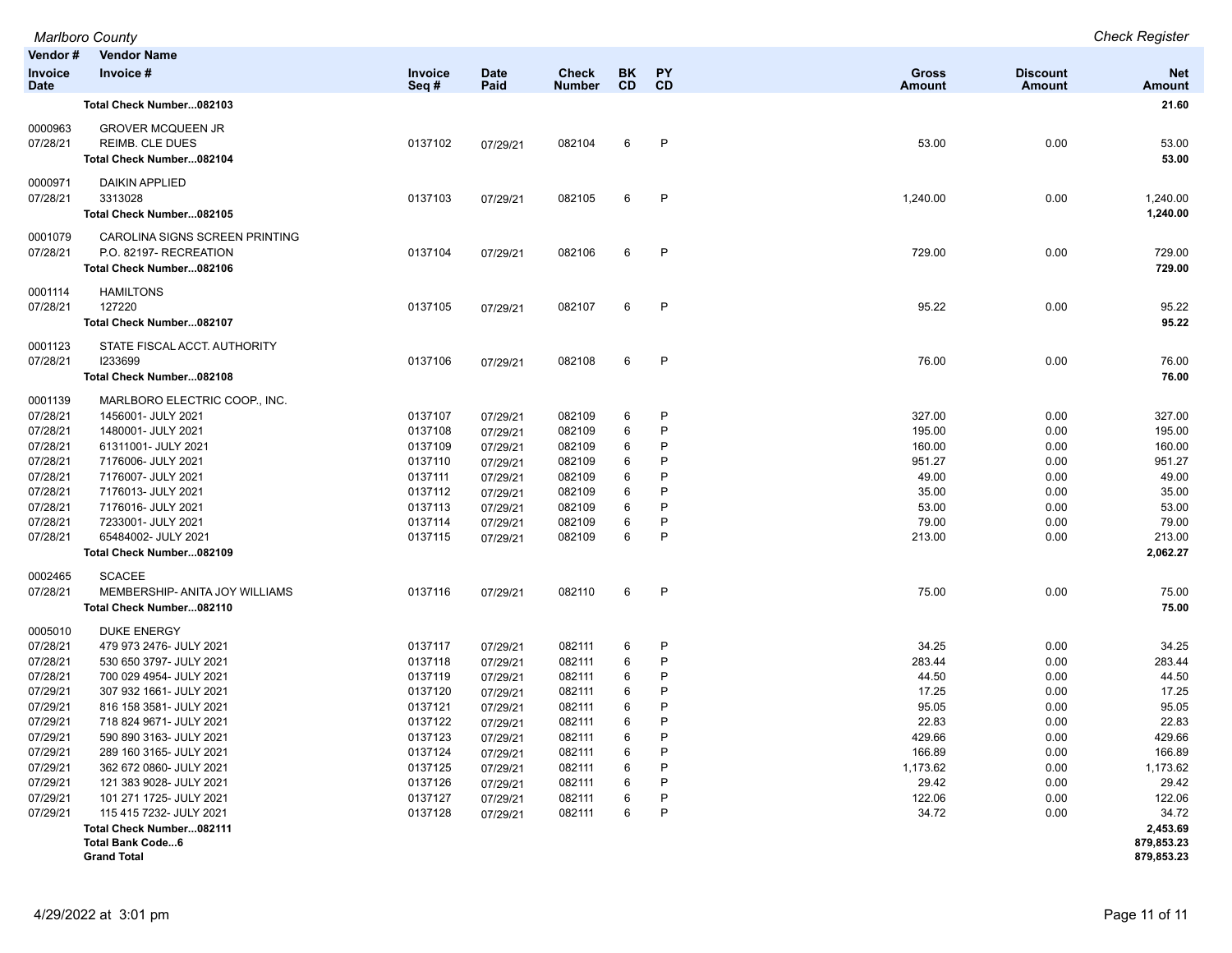| Vendor # / Invoice Date | Vendor Name / Invoice # | Invoice Seq # | Date Paid | Check Number | BK CD | PY CD | Gross Amount | Discount Amount | Net Amount |
|---|---|---|---|---|---|---|---|---|---|
| | **Total Check Number...082103** | | | | | | | | **21.60** |
| 0000963 | GROVER MCQUEEN JR | | | | | | | | |
| 07/28/21 | REIMB. CLE DUES | 0137102 | 07/29/21 | 082104 | 6 | P | 53.00 | 0.00 | 53.00 |
| | **Total Check Number...082104** | | | | | | | | **53.00** |
| 0000971 | DAIKIN APPLIED | | | | | | | | |
| 07/28/21 | 3313028 | 0137103 | 07/29/21 | 082105 | 6 | P | 1,240.00 | 0.00 | 1,240.00 |
| | **Total Check Number...082105** | | | | | | | | **1,240.00** |
| 0001079 | CAROLINA SIGNS SCREEN PRINTING | | | | | | | | |
| 07/28/21 | P.O. 82197- RECREATION | 0137104 | 07/29/21 | 082106 | 6 | P | 729.00 | 0.00 | 729.00 |
| | **Total Check Number...082106** | | | | | | | | **729.00** |
| 0001114 | HAMILTONS | | | | | | | | |
| 07/28/21 | 127220 | 0137105 | 07/29/21 | 082107 | 6 | P | 95.22 | 0.00 | 95.22 |
| | **Total Check Number...082107** | | | | | | | | **95.22** |
| 0001123 | STATE FISCAL ACCT. AUTHORITY | | | | | | | | |
| 07/28/21 | I233699 | 0137106 | 07/29/21 | 082108 | 6 | P | 76.00 | 0.00 | 76.00 |
| | **Total Check Number...082108** | | | | | | | | **76.00** |
| 0001139 | MARLBORO ELECTRIC COOP., INC. | | | | | | | | |
| 07/28/21 | 1456001- JULY 2021 | 0137107 | 07/29/21 | 082109 | 6 | P | 327.00 | 0.00 | 327.00 |
| 07/28/21 | 1480001- JULY 2021 | 0137108 | 07/29/21 | 082109 | 6 | P | 195.00 | 0.00 | 195.00 |
| 07/28/21 | 61311001- JULY 2021 | 0137109 | 07/29/21 | 082109 | 6 | P | 160.00 | 0.00 | 160.00 |
| 07/28/21 | 7176006- JULY 2021 | 0137110 | 07/29/21 | 082109 | 6 | P | 951.27 | 0.00 | 951.27 |
| 07/28/21 | 7176007- JULY 2021 | 0137111 | 07/29/21 | 082109 | 6 | P | 49.00 | 0.00 | 49.00 |
| 07/28/21 | 7176013- JULY 2021 | 0137112 | 07/29/21 | 082109 | 6 | P | 35.00 | 0.00 | 35.00 |
| 07/28/21 | 7176016- JULY 2021 | 0137113 | 07/29/21 | 082109 | 6 | P | 53.00 | 0.00 | 53.00 |
| 07/28/21 | 7233001- JULY 2021 | 0137114 | 07/29/21 | 082109 | 6 | P | 79.00 | 0.00 | 79.00 |
| 07/28/21 | 65484002- JULY 2021 | 0137115 | 07/29/21 | 082109 | 6 | P | 213.00 | 0.00 | 213.00 |
| | **Total Check Number...082109** | | | | | | | | **2,062.27** |
| 0002465 | SCACEE | | | | | | | | |
| 07/28/21 | MEMBERSHIP- ANITA JOY WILLIAMS | 0137116 | 07/29/21 | 082110 | 6 | P | 75.00 | 0.00 | 75.00 |
| | **Total Check Number...082110** | | | | | | | | **75.00** |
| 0005010 | DUKE ENERGY | | | | | | | | |
| 07/28/21 | 479 973 2476- JULY 2021 | 0137117 | 07/29/21 | 082111 | 6 | P | 34.25 | 0.00 | 34.25 |
| 07/28/21 | 530 650 3797- JULY 2021 | 0137118 | 07/29/21 | 082111 | 6 | P | 283.44 | 0.00 | 283.44 |
| 07/28/21 | 700 029 4954- JULY 2021 | 0137119 | 07/29/21 | 082111 | 6 | P | 44.50 | 0.00 | 44.50 |
| 07/29/21 | 307 932 1661- JULY 2021 | 0137120 | 07/29/21 | 082111 | 6 | P | 17.25 | 0.00 | 17.25 |
| 07/29/21 | 816 158 3581- JULY 2021 | 0137121 | 07/29/21 | 082111 | 6 | P | 95.05 | 0.00 | 95.05 |
| 07/29/21 | 718 824 9671- JULY 2021 | 0137122 | 07/29/21 | 082111 | 6 | P | 22.83 | 0.00 | 22.83 |
| 07/29/21 | 590 890 3163- JULY 2021 | 0137123 | 07/29/21 | 082111 | 6 | P | 429.66 | 0.00 | 429.66 |
| 07/29/21 | 289 160 3165- JULY 2021 | 0137124 | 07/29/21 | 082111 | 6 | P | 166.89 | 0.00 | 166.89 |
| 07/29/21 | 362 672 0860- JULY 2021 | 0137125 | 07/29/21 | 082111 | 6 | P | 1,173.62 | 0.00 | 1,173.62 |
| 07/29/21 | 121 383 9028- JULY 2021 | 0137126 | 07/29/21 | 082111 | 6 | P | 29.42 | 0.00 | 29.42 |
| 07/29/21 | 101 271 1725- JULY 2021 | 0137127 | 07/29/21 | 082111 | 6 | P | 122.06 | 0.00 | 122.06 |
| 07/29/21 | 115 415 7232- JULY 2021 | 0137128 | 07/29/21 | 082111 | 6 | P | 34.72 | 0.00 | 34.72 |
| | **Total Check Number...082111** | | | | | | | | **2,453.69** |
| | **Total Bank Code...6** | | | | | | | | **879,853.23** |
| | **Grand Total** | | | | | | | | **879,853.23** |

4/29/2022 at 3:01 pm